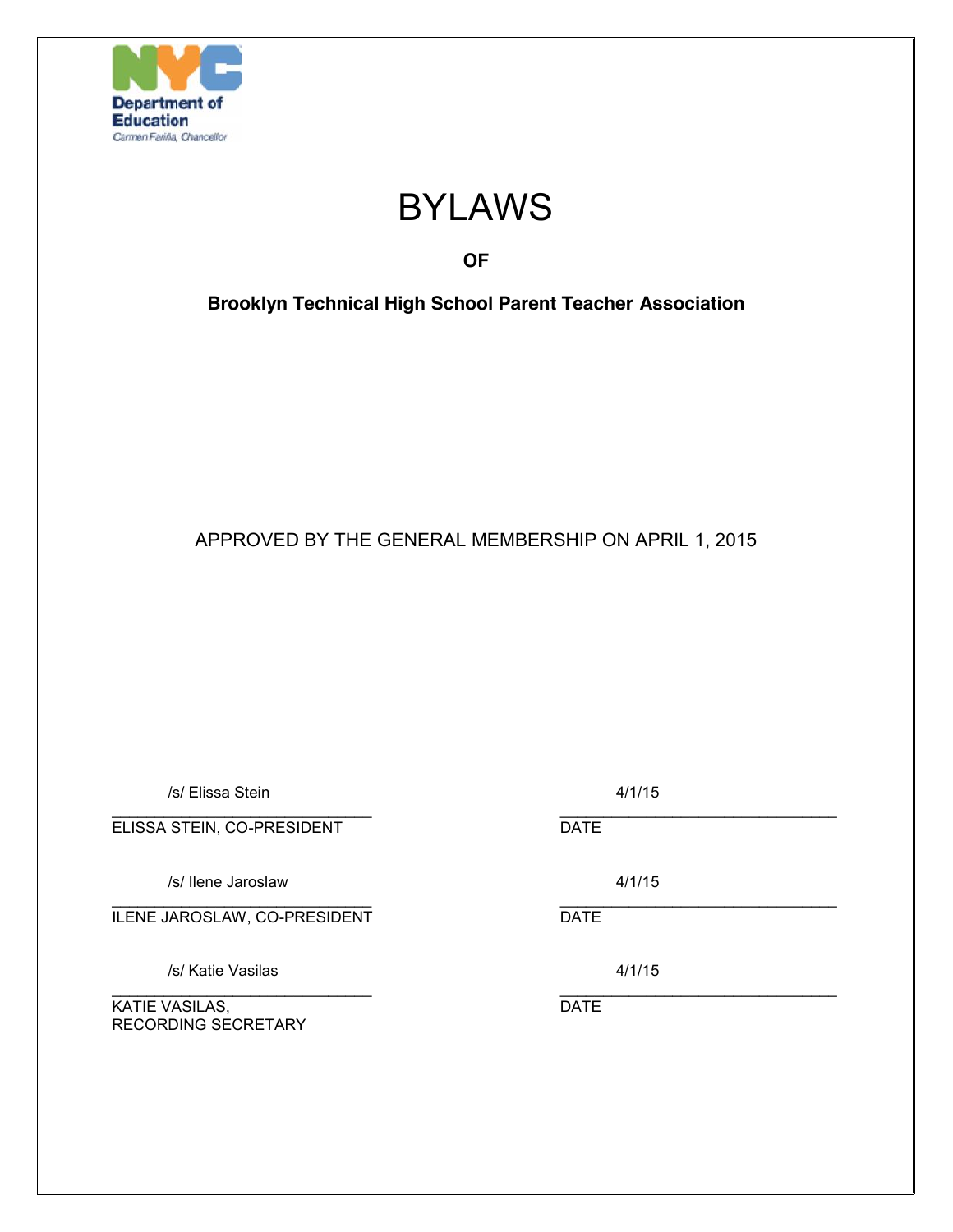NYC Department of Education
Carmen Fariña, Chancellor

# BYLAWS

**OF**

**Brooklyn Technical High School Parent Teacher Association**

APPROVED BY THE GENERAL MEMBERSHIP ON APRIL 1, 2015

| | |
|---|---|
| /s/ Elissa Stein | 4/1/15 |
| ELISSA STEIN, CO-PRESIDENT | DATE |
| /s/ Ilene Jaroslaw | 4/1/15 |
| ILENE JAROSLAW, CO-PRESIDENT | DATE |
| /s/ Katie Vasilas | 4/1/15 |
| KATIE VASILAS, RECORDING SECRETARY | DATE |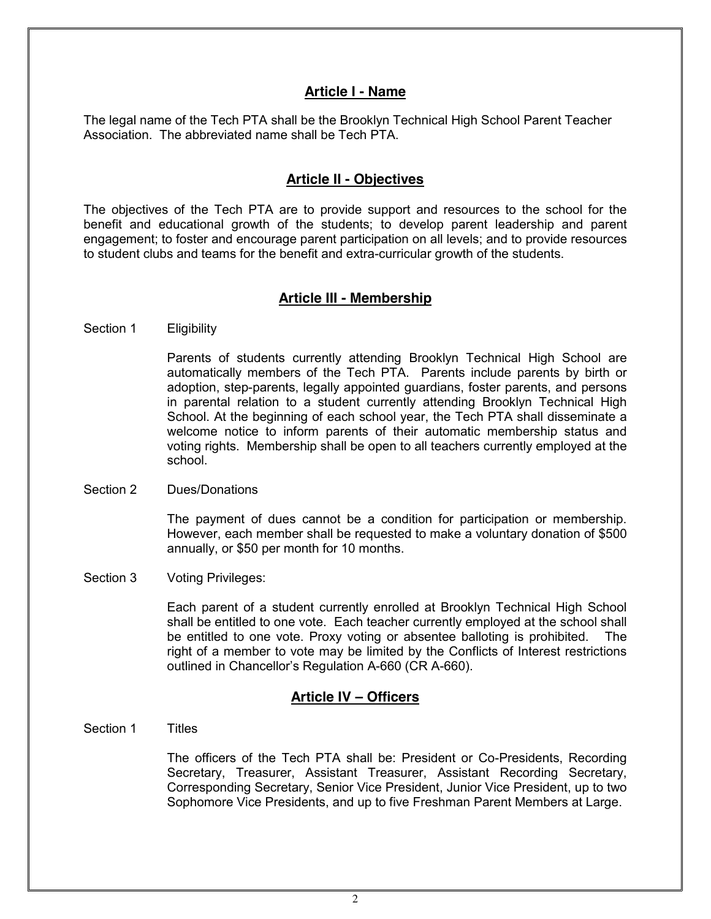## Article I - Name

The legal name of the Tech PTA shall be the Brooklyn Technical High School Parent Teacher Association. The abbreviated name shall be Tech PTA.

## Article II - Objectives

The objectives of the Tech PTA are to provide support and resources to the school for the benefit and educational growth of the students; to develop parent leadership and parent engagement; to foster and encourage parent participation on all levels; and to provide resources to student clubs and teams for the benefit and extra-curricular growth of the students.

## Article III - Membership

### Section 1 Eligibility

Parents of students currently attending Brooklyn Technical High School are automatically members of the Tech PTA. Parents include parents by birth or adoption, step-parents, legally appointed guardians, foster parents, and persons in parental relation to a student currently attending Brooklyn Technical High School. At the beginning of each school year, the Tech PTA shall disseminate a welcome notice to inform parents of their automatic membership status and voting rights. Membership shall be open to all teachers currently employed at the school.

### Section 2 Dues/Donations

The payment of dues cannot be a condition for participation or membership. However, each member shall be requested to make a voluntary donation of $500 annually, or $50 per month for 10 months.

### Section 3 Voting Privileges:

Each parent of a student currently enrolled at Brooklyn Technical High School shall be entitled to one vote. Each teacher currently employed at the school shall be entitled to one vote. Proxy voting or absentee balloting is prohibited. The right of a member to vote may be limited by the Conflicts of Interest restrictions outlined in Chancellor's Regulation A-660 (CR A-660).

## Article IV – Officers

### Section 1 Titles

The officers of the Tech PTA shall be: President or Co-Presidents, Recording Secretary, Treasurer, Assistant Treasurer, Assistant Recording Secretary, Corresponding Secretary, Senior Vice President, Junior Vice President, up to two Sophomore Vice Presidents, and up to five Freshman Parent Members at Large.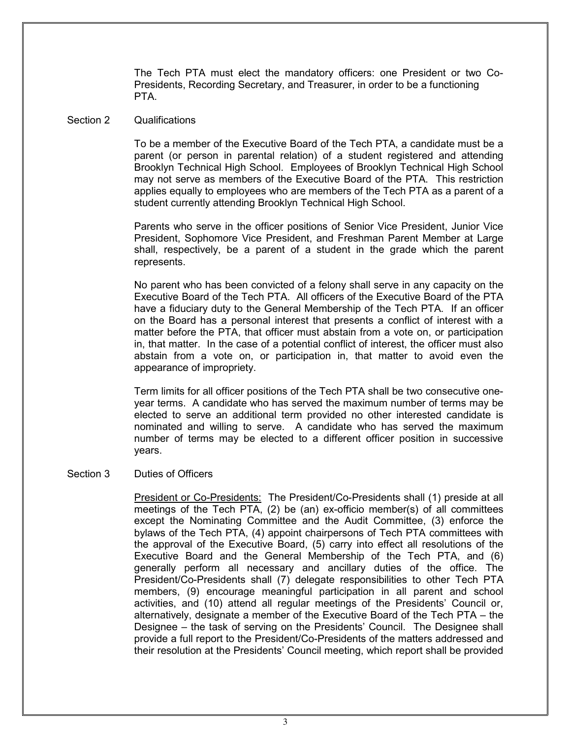The Tech PTA must elect the mandatory officers: one President or two Co-Presidents, Recording Secretary, and Treasurer, in order to be a functioning PTA.

Section 2 Qualifications

To be a member of the Executive Board of the Tech PTA, a candidate must be a parent (or person in parental relation) of a student registered and attending Brooklyn Technical High School. Employees of Brooklyn Technical High School may not serve as members of the Executive Board of the PTA. This restriction applies equally to employees who are members of the Tech PTA as a parent of a student currently attending Brooklyn Technical High School.

Parents who serve in the officer positions of Senior Vice President, Junior Vice President, Sophomore Vice President, and Freshman Parent Member at Large shall, respectively, be a parent of a student in the grade which the parent represents.

No parent who has been convicted of a felony shall serve in any capacity on the Executive Board of the Tech PTA. All officers of the Executive Board of the PTA have a fiduciary duty to the General Membership of the Tech PTA. If an officer on the Board has a personal interest that presents a conflict of interest with a matter before the PTA, that officer must abstain from a vote on, or participation in, that matter. In the case of a potential conflict of interest, the officer must also abstain from a vote on, or participation in, that matter to avoid even the appearance of impropriety.

Term limits for all officer positions of the Tech PTA shall be two consecutive one-year terms. A candidate who has served the maximum number of terms may be elected to serve an additional term provided no other interested candidate is nominated and willing to serve. A candidate who has served the maximum number of terms may be elected to a different officer position in successive years.

Section 3 Duties of Officers

<u>President or Co-Presidents:</u> The President/Co-Presidents shall (1) preside at all meetings of the Tech PTA, (2) be (an) ex-officio member(s) of all committees except the Nominating Committee and the Audit Committee, (3) enforce the bylaws of the Tech PTA, (4) appoint chairpersons of Tech PTA committees with the approval of the Executive Board, (5) carry into effect all resolutions of the Executive Board and the General Membership of the Tech PTA, and (6) generally perform all necessary and ancillary duties of the office. The President/Co-Presidents shall (7) delegate responsibilities to other Tech PTA members, (9) encourage meaningful participation in all parent and school activities, and (10) attend all regular meetings of the Presidents' Council or, alternatively, designate a member of the Executive Board of the Tech PTA – the Designee – the task of serving on the Presidents' Council. The Designee shall provide a full report to the President/Co-Presidents of the matters addressed and their resolution at the Presidents' Council meeting, which report shall be provided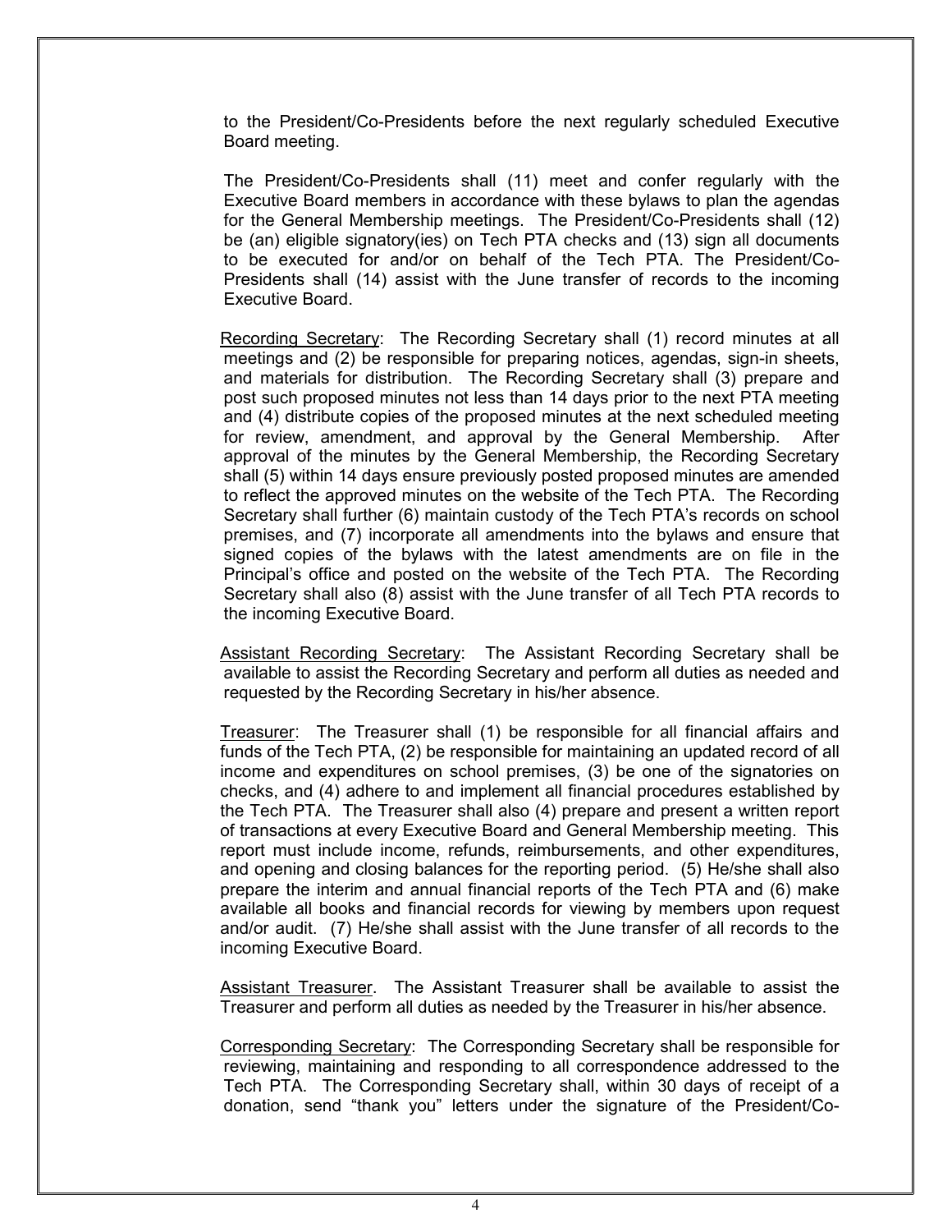to the President/Co-Presidents before the next regularly scheduled Executive Board meeting.

The President/Co-Presidents shall (11) meet and confer regularly with the Executive Board members in accordance with these bylaws to plan the agendas for the General Membership meetings. The President/Co-Presidents shall (12) be (an) eligible signatory(ies) on Tech PTA checks and (13) sign all documents to be executed for and/or on behalf of the Tech PTA. The President/Co-Presidents shall (14) assist with the June transfer of records to the incoming Executive Board.

<u>Recording Secretary</u>: The Recording Secretary shall (1) record minutes at all meetings and (2) be responsible for preparing notices, agendas, sign-in sheets, and materials for distribution. The Recording Secretary shall (3) prepare and post such proposed minutes not less than 14 days prior to the next PTA meeting and (4) distribute copies of the proposed minutes at the next scheduled meeting for review, amendment, and approval by the General Membership. After approval of the minutes by the General Membership, the Recording Secretary shall (5) within 14 days ensure previously posted proposed minutes are amended to reflect the approved minutes on the website of the Tech PTA. The Recording Secretary shall further (6) maintain custody of the Tech PTA's records on school premises, and (7) incorporate all amendments into the bylaws and ensure that signed copies of the bylaws with the latest amendments are on file in the Principal's office and posted on the website of the Tech PTA. The Recording Secretary shall also (8) assist with the June transfer of all Tech PTA records to the incoming Executive Board.

<u>Assistant Recording Secretary</u>: The Assistant Recording Secretary shall be available to assist the Recording Secretary and perform all duties as needed and requested by the Recording Secretary in his/her absence.

<u>Treasurer</u>: The Treasurer shall (1) be responsible for all financial affairs and funds of the Tech PTA, (2) be responsible for maintaining an updated record of all income and expenditures on school premises, (3) be one of the signatories on checks, and (4) adhere to and implement all financial procedures established by the Tech PTA. The Treasurer shall also (4) prepare and present a written report of transactions at every Executive Board and General Membership meeting. This report must include income, refunds, reimbursements, and other expenditures, and opening and closing balances for the reporting period. (5) He/she shall also prepare the interim and annual financial reports of the Tech PTA and (6) make available all books and financial records for viewing by members upon request and/or audit. (7) He/she shall assist with the June transfer of all records to the incoming Executive Board.

<u>Assistant Treasurer</u>. The Assistant Treasurer shall be available to assist the Treasurer and perform all duties as needed by the Treasurer in his/her absence.

<u>Corresponding Secretary</u>: The Corresponding Secretary shall be responsible for reviewing, maintaining and responding to all correspondence addressed to the Tech PTA. The Corresponding Secretary shall, within 30 days of receipt of a donation, send "thank you" letters under the signature of the President/Co-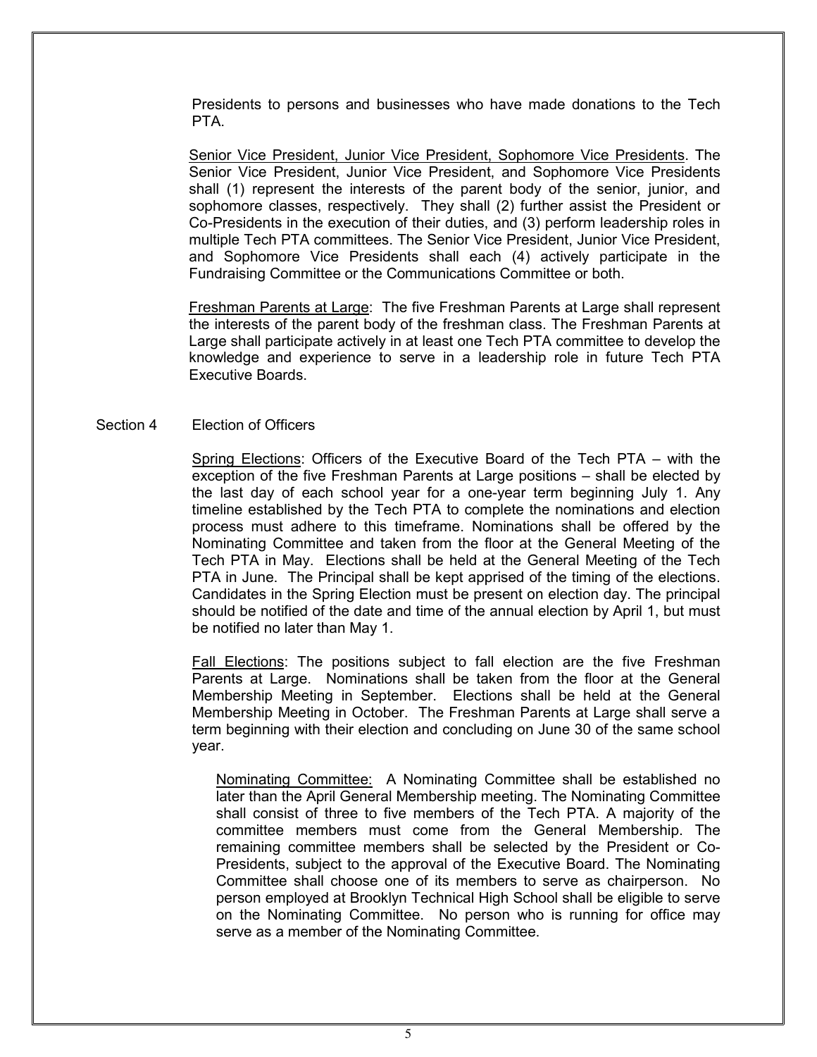Presidents to persons and businesses who have made donations to the Tech PTA.

Senior Vice President, Junior Vice President, Sophomore Vice Presidents. The Senior Vice President, Junior Vice President, and Sophomore Vice Presidents shall (1) represent the interests of the parent body of the senior, junior, and sophomore classes, respectively. They shall (2) further assist the President or Co-Presidents in the execution of their duties, and (3) perform leadership roles in multiple Tech PTA committees. The Senior Vice President, Junior Vice President, and Sophomore Vice Presidents shall each (4) actively participate in the Fundraising Committee or the Communications Committee or both.

Freshman Parents at Large: The five Freshman Parents at Large shall represent the interests of the parent body of the freshman class. The Freshman Parents at Large shall participate actively in at least one Tech PTA committee to develop the knowledge and experience to serve in a leadership role in future Tech PTA Executive Boards.

## Section 4 Election of Officers

Spring Elections: Officers of the Executive Board of the Tech PTA – with the exception of the five Freshman Parents at Large positions – shall be elected by the last day of each school year for a one-year term beginning July 1. Any timeline established by the Tech PTA to complete the nominations and election process must adhere to this timeframe. Nominations shall be offered by the Nominating Committee and taken from the floor at the General Meeting of the Tech PTA in May. Elections shall be held at the General Meeting of the Tech PTA in June. The Principal shall be kept apprised of the timing of the elections. Candidates in the Spring Election must be present on election day. The principal should be notified of the date and time of the annual election by April 1, but must be notified no later than May 1.

Fall Elections: The positions subject to fall election are the five Freshman Parents at Large. Nominations shall be taken from the floor at the General Membership Meeting in September. Elections shall be held at the General Membership Meeting in October. The Freshman Parents at Large shall serve a term beginning with their election and concluding on June 30 of the same school year.

Nominating Committee: A Nominating Committee shall be established no later than the April General Membership meeting. The Nominating Committee shall consist of three to five members of the Tech PTA. A majority of the committee members must come from the General Membership. The remaining committee members shall be selected by the President or Co-Presidents, subject to the approval of the Executive Board. The Nominating Committee shall choose one of its members to serve as chairperson. No person employed at Brooklyn Technical High School shall be eligible to serve on the Nominating Committee. No person who is running for office may serve as a member of the Nominating Committee.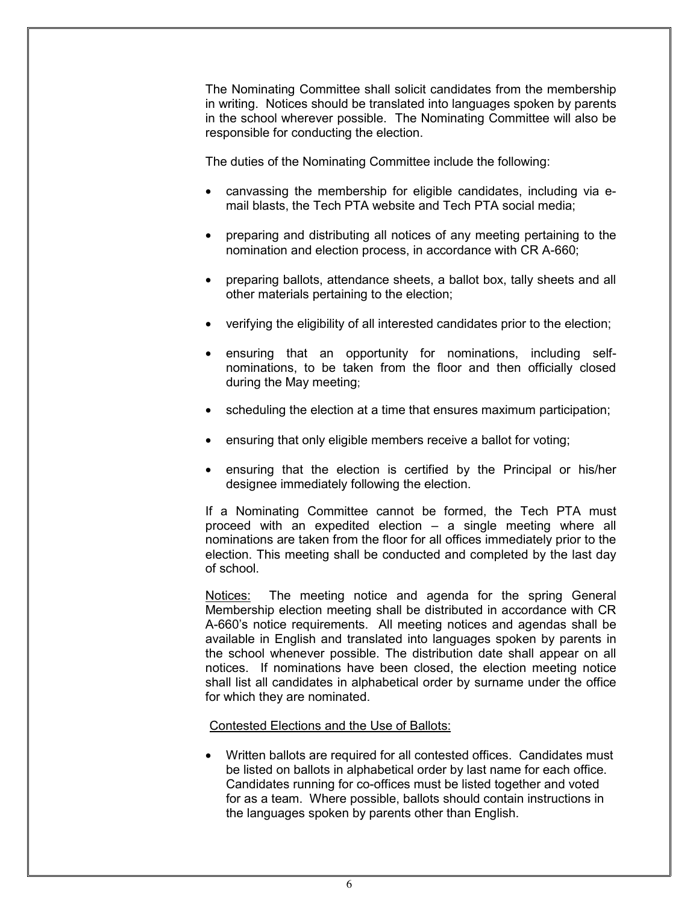The Nominating Committee shall solicit candidates from the membership in writing. Notices should be translated into languages spoken by parents in the school wherever possible. The Nominating Committee will also be responsible for conducting the election.

The duties of the Nominating Committee include the following:

- canvassing the membership for eligible candidates, including via e-mail blasts, the Tech PTA website and Tech PTA social media;
- preparing and distributing all notices of any meeting pertaining to the nomination and election process, in accordance with CR A-660;
- preparing ballots, attendance sheets, a ballot box, tally sheets and all other materials pertaining to the election;
- verifying the eligibility of all interested candidates prior to the election;
- ensuring that an opportunity for nominations, including self-nominations, to be taken from the floor and then officially closed during the May meeting;
- scheduling the election at a time that ensures maximum participation;
- ensuring that only eligible members receive a ballot for voting;
- ensuring that the election is certified by the Principal or his/her designee immediately following the election.

If a Nominating Committee cannot be formed, the Tech PTA must proceed with an expedited election – a single meeting where all nominations are taken from the floor for all offices immediately prior to the election. This meeting shall be conducted and completed by the last day of school.

Notices: The meeting notice and agenda for the spring General Membership election meeting shall be distributed in accordance with CR A-660's notice requirements. All meeting notices and agendas shall be available in English and translated into languages spoken by parents in the school whenever possible. The distribution date shall appear on all notices. If nominations have been closed, the election meeting notice shall list all candidates in alphabetical order by surname under the office for which they are nominated.

Contested Elections and the Use of Ballots:

- Written ballots are required for all contested offices. Candidates must be listed on ballots in alphabetical order by last name for each office. Candidates running for co-offices must be listed together and voted for as a team. Where possible, ballots should contain instructions in the languages spoken by parents other than English.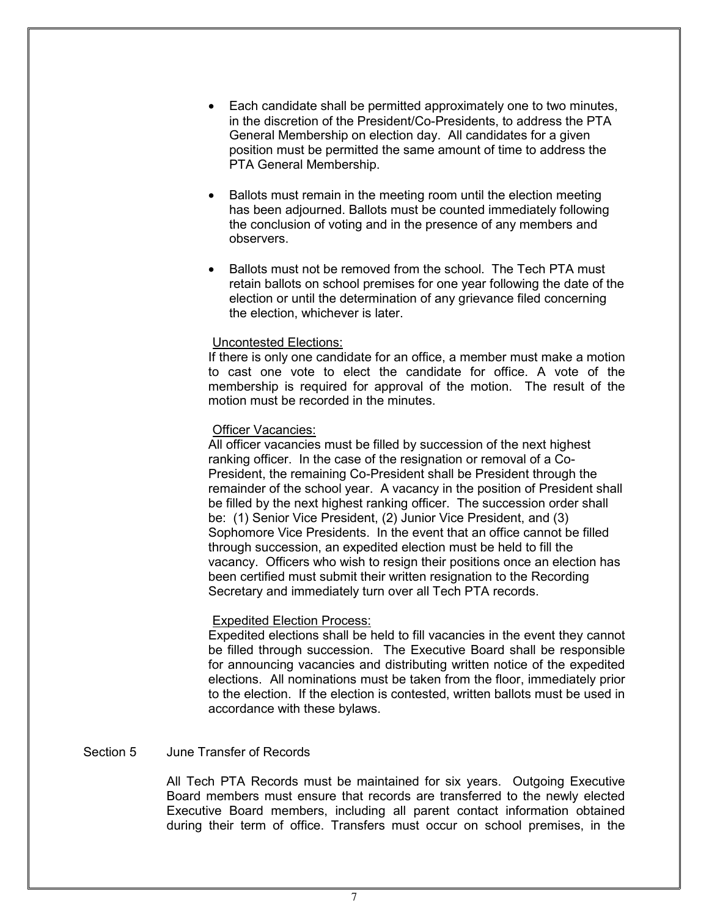- Each candidate shall be permitted approximately one to two minutes, in the discretion of the President/Co-Presidents, to address the PTA General Membership on election day. All candidates for a given position must be permitted the same amount of time to address the PTA General Membership.

- Ballots must remain in the meeting room until the election meeting has been adjourned. Ballots must be counted immediately following the conclusion of voting and in the presence of any members and observers.

- Ballots must not be removed from the school. The Tech PTA must retain ballots on school premises for one year following the date of the election or until the determination of any grievance filed concerning the election, whichever is later.

<u>Uncontested Elections:</u>
If there is only one candidate for an office, a member must make a motion to cast one vote to elect the candidate for office. A vote of the membership is required for approval of the motion. The result of the motion must be recorded in the minutes.

<u>Officer Vacancies:</u>
All officer vacancies must be filled by succession of the next highest ranking officer. In the case of the resignation or removal of a Co-President, the remaining Co-President shall be President through the remainder of the school year. A vacancy in the position of President shall be filled by the next highest ranking officer. The succession order shall be: (1) Senior Vice President, (2) Junior Vice President, and (3) Sophomore Vice Presidents. In the event that an office cannot be filled through succession, an expedited election must be held to fill the vacancy. Officers who wish to resign their positions once an election has been certified must submit their written resignation to the Recording Secretary and immediately turn over all Tech PTA records.

<u>Expedited Election Process:</u>
Expedited elections shall be held to fill vacancies in the event they cannot be filled through succession. The Executive Board shall be responsible for announcing vacancies and distributing written notice of the expedited elections. All nominations must be taken from the floor, immediately prior to the election. If the election is contested, written ballots must be used in accordance with these bylaws.

Section 5 June Transfer of Records

All Tech PTA Records must be maintained for six years. Outgoing Executive Board members must ensure that records are transferred to the newly elected Executive Board members, including all parent contact information obtained during their term of office. Transfers must occur on school premises, in the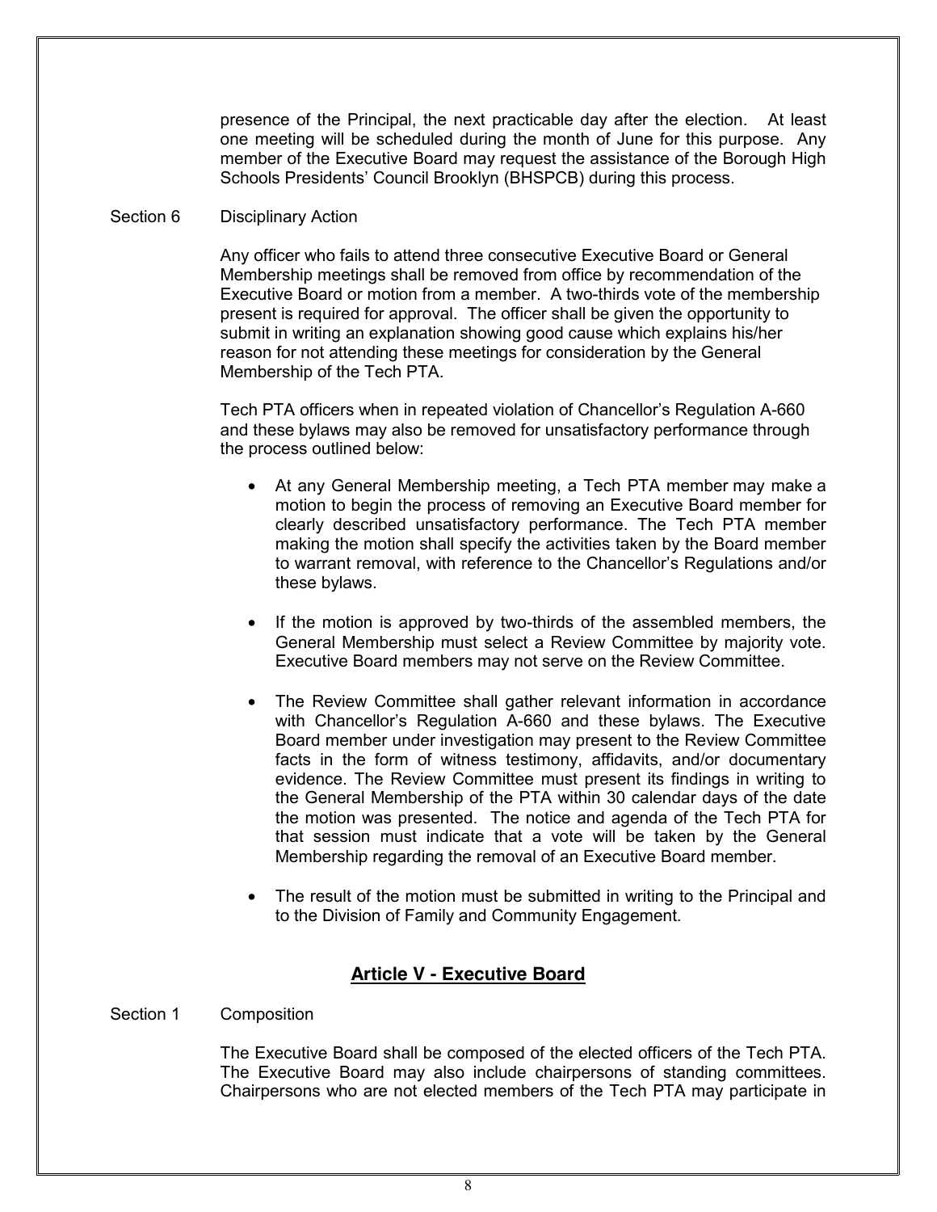presence of the Principal, the next practicable day after the election. At least one meeting will be scheduled during the month of June for this purpose. Any member of the Executive Board may request the assistance of the Borough High Schools Presidents' Council Brooklyn (BHSPCB) during this process.

Section 6 Disciplinary Action

Any officer who fails to attend three consecutive Executive Board or General Membership meetings shall be removed from office by recommendation of the Executive Board or motion from a member. A two-thirds vote of the membership present is required for approval. The officer shall be given the opportunity to submit in writing an explanation showing good cause which explains his/her reason for not attending these meetings for consideration by the General Membership of the Tech PTA.

Tech PTA officers when in repeated violation of Chancellor's Regulation A-660 and these bylaws may also be removed for unsatisfactory performance through the process outlined below:

- At any General Membership meeting, a Tech PTA member may make a motion to begin the process of removing an Executive Board member for clearly described unsatisfactory performance. The Tech PTA member making the motion shall specify the activities taken by the Board member to warrant removal, with reference to the Chancellor's Regulations and/or these bylaws.

- If the motion is approved by two-thirds of the assembled members, the General Membership must select a Review Committee by majority vote. Executive Board members may not serve on the Review Committee.

- The Review Committee shall gather relevant information in accordance with Chancellor's Regulation A-660 and these bylaws. The Executive Board member under investigation may present to the Review Committee facts in the form of witness testimony, affidavits, and/or documentary evidence. The Review Committee must present its findings in writing to the General Membership of the PTA within 30 calendar days of the date the motion was presented. The notice and agenda of the Tech PTA for that session must indicate that a vote will be taken by the General Membership regarding the removal of an Executive Board member.

- The result of the motion must be submitted in writing to the Principal and to the Division of Family and Community Engagement.

## Article V - Executive Board

Section 1 Composition

The Executive Board shall be composed of the elected officers of the Tech PTA. The Executive Board may also include chairpersons of standing committees. Chairpersons who are not elected members of the Tech PTA may participate in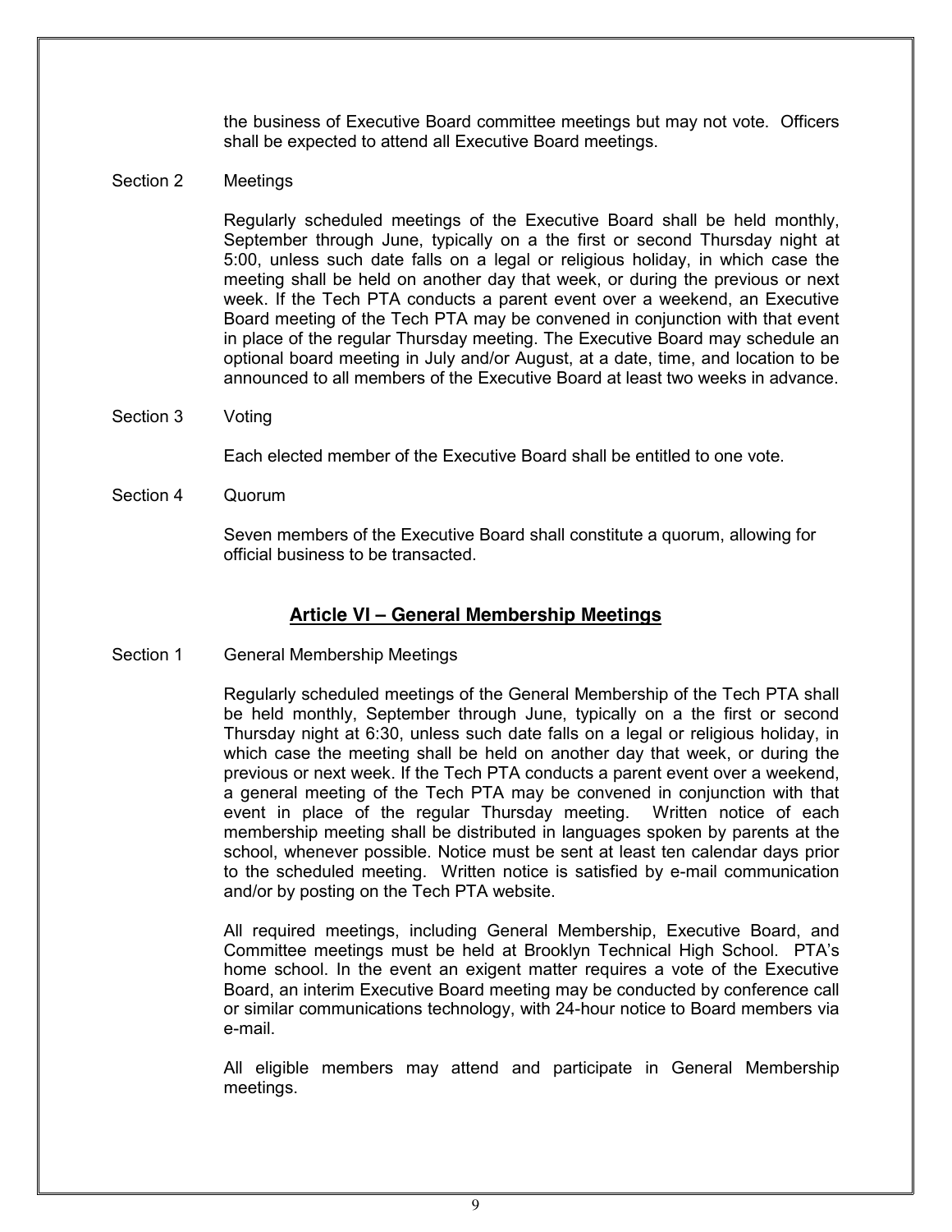the business of Executive Board committee meetings but may not vote. Officers shall be expected to attend all Executive Board meetings.

Section 2 Meetings

Regularly scheduled meetings of the Executive Board shall be held monthly, September through June, typically on a the first or second Thursday night at 5:00, unless such date falls on a legal or religious holiday, in which case the meeting shall be held on another day that week, or during the previous or next week. If the Tech PTA conducts a parent event over a weekend, an Executive Board meeting of the Tech PTA may be convened in conjunction with that event in place of the regular Thursday meeting. The Executive Board may schedule an optional board meeting in July and/or August, at a date, time, and location to be announced to all members of the Executive Board at least two weeks in advance.

Section 3 Voting

Each elected member of the Executive Board shall be entitled to one vote.

Section 4 Quorum

Seven members of the Executive Board shall constitute a quorum, allowing for official business to be transacted.

## Article VI – General Membership Meetings

Section 1 General Membership Meetings

Regularly scheduled meetings of the General Membership of the Tech PTA shall be held monthly, September through June, typically on a the first or second Thursday night at 6:30, unless such date falls on a legal or religious holiday, in which case the meeting shall be held on another day that week, or during the previous or next week. If the Tech PTA conducts a parent event over a weekend, a general meeting of the Tech PTA may be convened in conjunction with that event in place of the regular Thursday meeting. Written notice of each membership meeting shall be distributed in languages spoken by parents at the school, whenever possible. Notice must be sent at least ten calendar days prior to the scheduled meeting. Written notice is satisfied by e-mail communication and/or by posting on the Tech PTA website.

All required meetings, including General Membership, Executive Board, and Committee meetings must be held at Brooklyn Technical High School. PTA's home school. In the event an exigent matter requires a vote of the Executive Board, an interim Executive Board meeting may be conducted by conference call or similar communications technology, with 24-hour notice to Board members via e-mail.

All eligible members may attend and participate in General Membership meetings.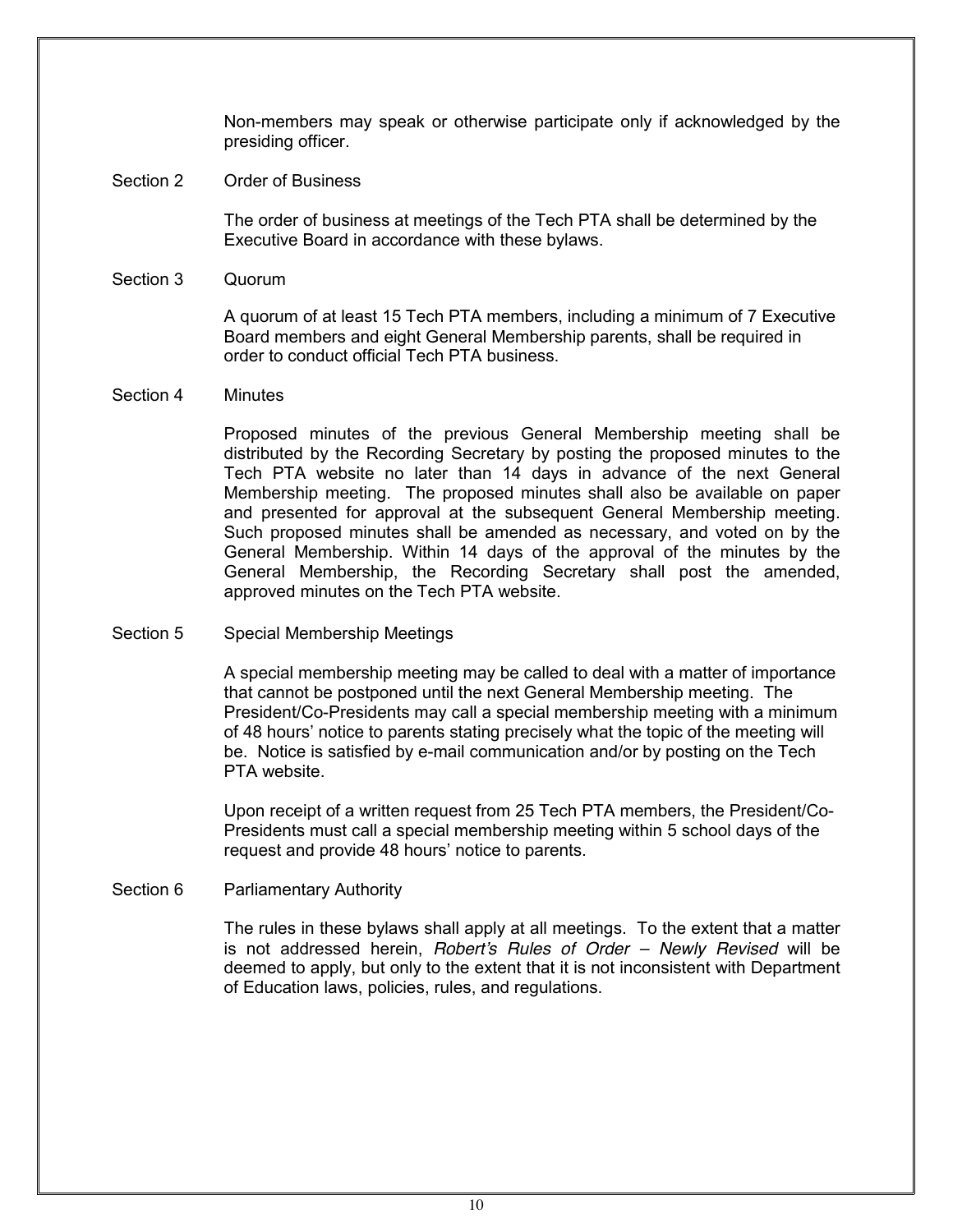Non-members may speak or otherwise participate only if acknowledged by the presiding officer.

### Section 2 Order of Business

The order of business at meetings of the Tech PTA shall be determined by the Executive Board in accordance with these bylaws.

### Section 3 Quorum

A quorum of at least 15 Tech PTA members, including a minimum of 7 Executive Board members and eight General Membership parents, shall be required in order to conduct official Tech PTA business.

### Section 4 Minutes

Proposed minutes of the previous General Membership meeting shall be distributed by the Recording Secretary by posting the proposed minutes to the Tech PTA website no later than 14 days in advance of the next General Membership meeting. The proposed minutes shall also be available on paper and presented for approval at the subsequent General Membership meeting. Such proposed minutes shall be amended as necessary, and voted on by the General Membership. Within 14 days of the approval of the minutes by the General Membership, the Recording Secretary shall post the amended, approved minutes on the Tech PTA website.

### Section 5 Special Membership Meetings

A special membership meeting may be called to deal with a matter of importance that cannot be postponed until the next General Membership meeting. The President/Co-Presidents may call a special membership meeting with a minimum of 48 hours' notice to parents stating precisely what the topic of the meeting will be. Notice is satisfied by e-mail communication and/or by posting on the Tech PTA website.

Upon receipt of a written request from 25 Tech PTA members, the President/Co-Presidents must call a special membership meeting within 5 school days of the request and provide 48 hours' notice to parents.

### Section 6 Parliamentary Authority

The rules in these bylaws shall apply at all meetings. To the extent that a matter is not addressed herein, *Robert's Rules of Order – Newly Revised* will be deemed to apply, but only to the extent that it is not inconsistent with Department of Education laws, policies, rules, and regulations.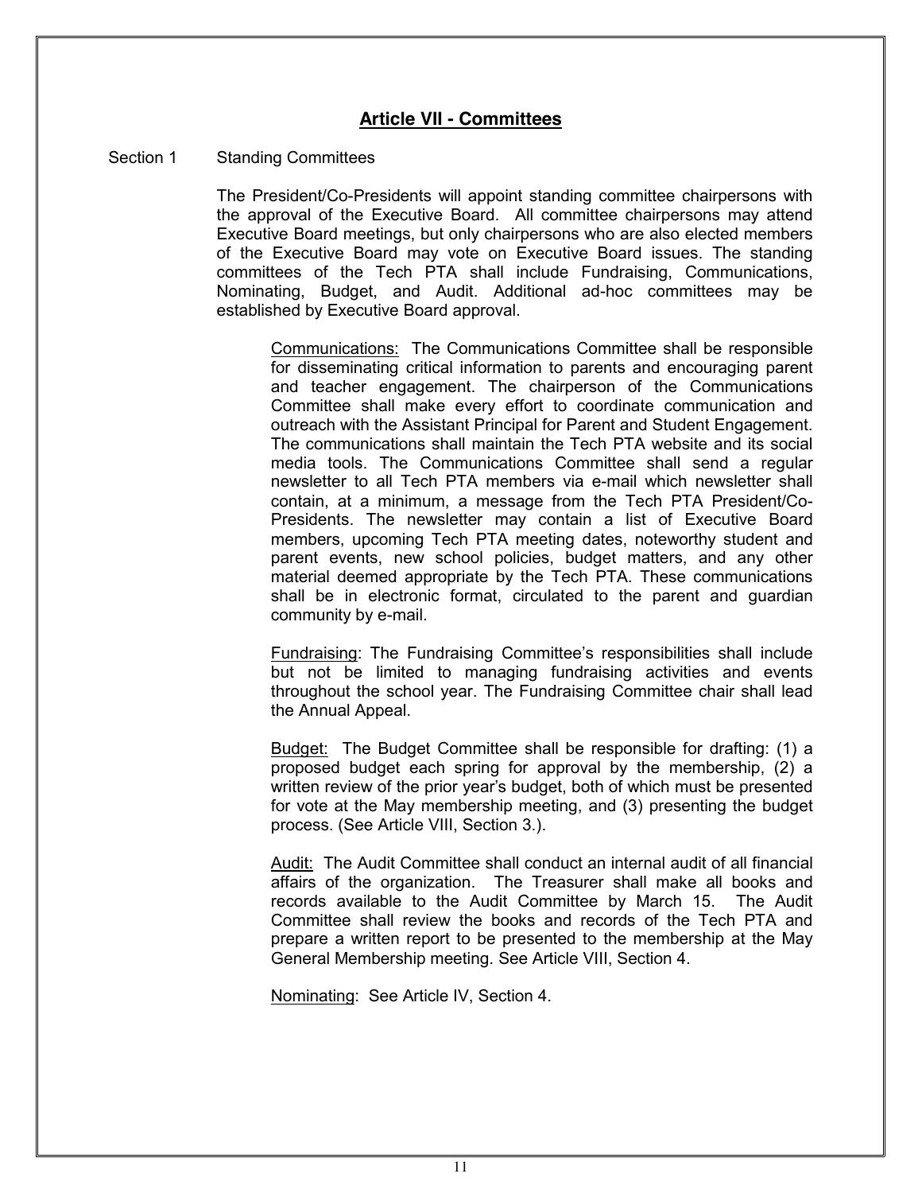## Article VII - Committees

Section 1 Standing Committees

The President/Co-Presidents will appoint standing committee chairpersons with the approval of the Executive Board. All committee chairpersons may attend Executive Board meetings, but only chairpersons who are also elected members of the Executive Board may vote on Executive Board issues. The standing committees of the Tech PTA shall include Fundraising, Communications, Nominating, Budget, and Audit. Additional ad-hoc committees may be established by Executive Board approval.

Communications: The Communications Committee shall be responsible for disseminating critical information to parents and encouraging parent and teacher engagement. The chairperson of the Communications Committee shall make every effort to coordinate communication and outreach with the Assistant Principal for Parent and Student Engagement. The communications shall maintain the Tech PTA website and its social media tools. The Communications Committee shall send a regular newsletter to all Tech PTA members via e-mail which newsletter shall contain, at a minimum, a message from the Tech PTA President/Co-Presidents. The newsletter may contain a list of Executive Board members, upcoming Tech PTA meeting dates, noteworthy student and parent events, new school policies, budget matters, and any other material deemed appropriate by the Tech PTA. These communications shall be in electronic format, circulated to the parent and guardian community by e-mail.

Fundraising: The Fundraising Committee's responsibilities shall include but not be limited to managing fundraising activities and events throughout the school year. The Fundraising Committee chair shall lead the Annual Appeal.

Budget: The Budget Committee shall be responsible for drafting: (1) a proposed budget each spring for approval by the membership, (2) a written review of the prior year's budget, both of which must be presented for vote at the May membership meeting, and (3) presenting the budget process. (See Article VIII, Section 3.).

Audit: The Audit Committee shall conduct an internal audit of all financial affairs of the organization. The Treasurer shall make all books and records available to the Audit Committee by March 15. The Audit Committee shall review the books and records of the Tech PTA and prepare a written report to be presented to the membership at the May General Membership meeting. See Article VIII, Section 4.

Nominating: See Article IV, Section 4.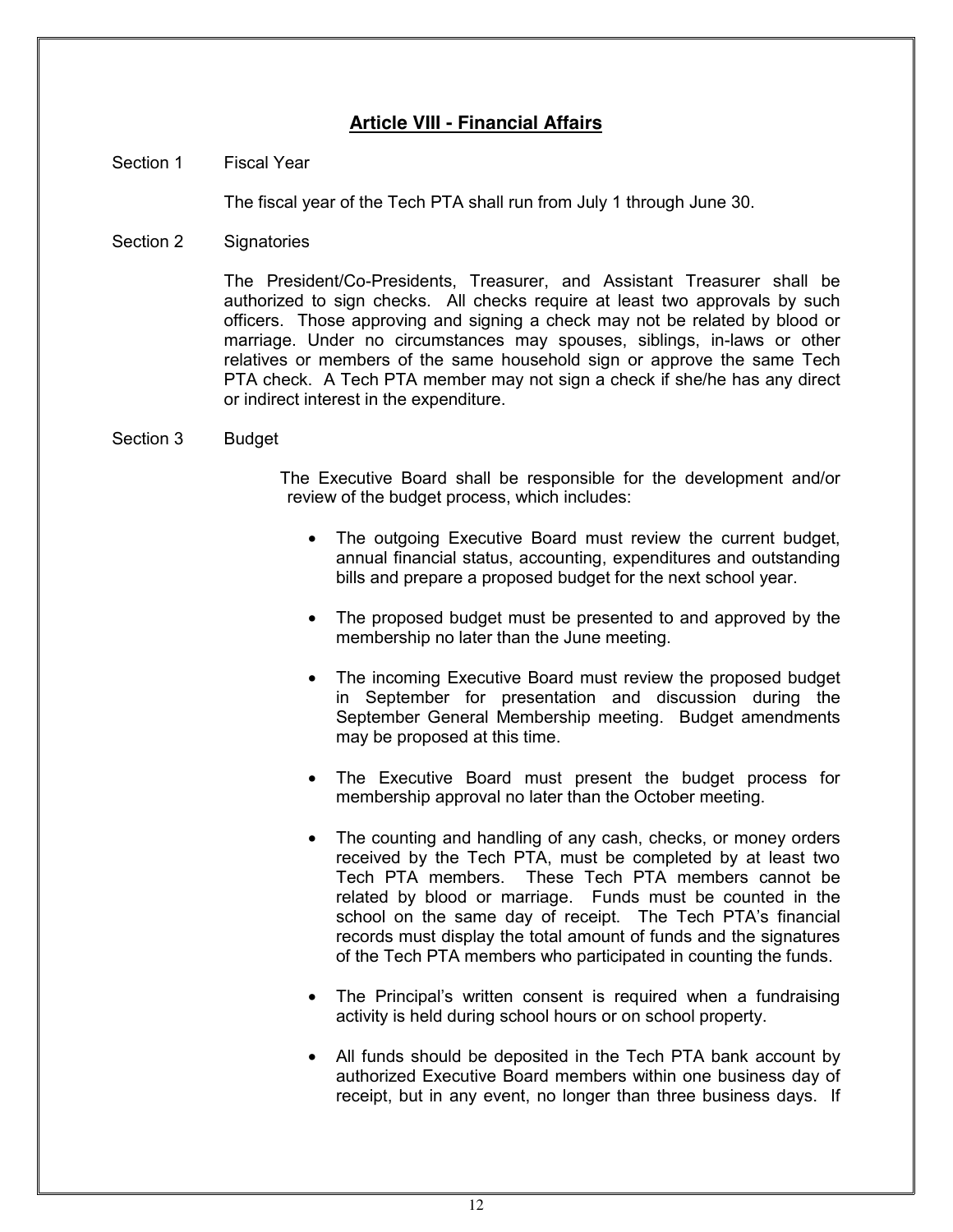## Article VIII - Financial Affairs

Section 1 Fiscal Year

The fiscal year of the Tech PTA shall run from July 1 through June 30.

Section 2 Signatories

The President/Co-Presidents, Treasurer, and Assistant Treasurer shall be authorized to sign checks. All checks require at least two approvals by such officers. Those approving and signing a check may not be related by blood or marriage. Under no circumstances may spouses, siblings, in-laws or other relatives or members of the same household sign or approve the same Tech PTA check. A Tech PTA member may not sign a check if she/he has any direct or indirect interest in the expenditure.

Section 3 Budget

The Executive Board shall be responsible for the development and/or review of the budget process, which includes:

- The outgoing Executive Board must review the current budget, annual financial status, accounting, expenditures and outstanding bills and prepare a proposed budget for the next school year.
- The proposed budget must be presented to and approved by the membership no later than the June meeting.
- The incoming Executive Board must review the proposed budget in September for presentation and discussion during the September General Membership meeting. Budget amendments may be proposed at this time.
- The Executive Board must present the budget process for membership approval no later than the October meeting.
- The counting and handling of any cash, checks, or money orders received by the Tech PTA, must be completed by at least two Tech PTA members. These Tech PTA members cannot be related by blood or marriage. Funds must be counted in the school on the same day of receipt. The Tech PTA's financial records must display the total amount of funds and the signatures of the Tech PTA members who participated in counting the funds.
- The Principal's written consent is required when a fundraising activity is held during school hours or on school property.
- All funds should be deposited in the Tech PTA bank account by authorized Executive Board members within one business day of receipt, but in any event, no longer than three business days. If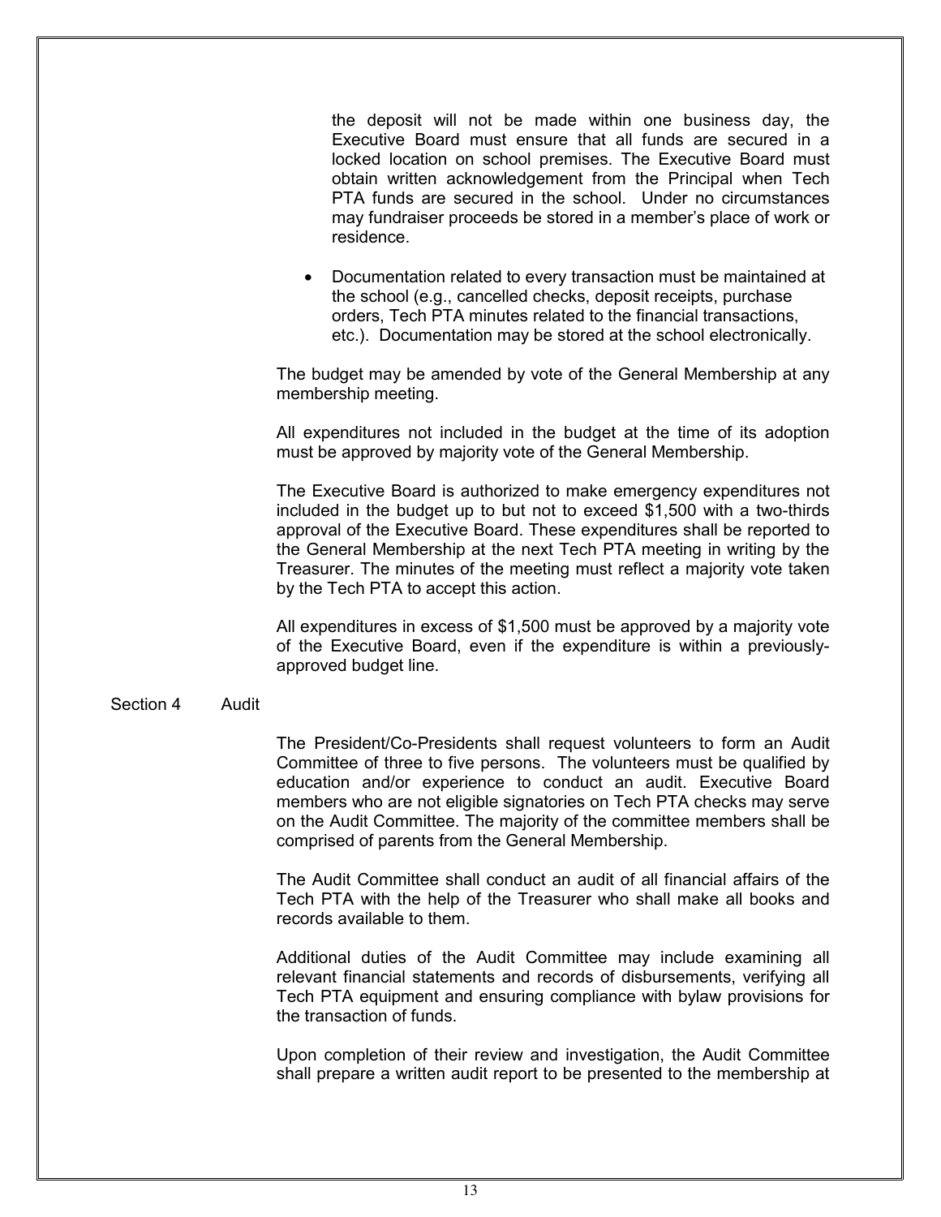the deposit will not be made within one business day, the Executive Board must ensure that all funds are secured in a locked location on school premises. The Executive Board must obtain written acknowledgement from the Principal when Tech PTA funds are secured in the school. Under no circumstances may fundraiser proceeds be stored in a member's place of work or residence.

- Documentation related to every transaction must be maintained at the school (e.g., cancelled checks, deposit receipts, purchase orders, Tech PTA minutes related to the financial transactions, etc.). Documentation may be stored at the school electronically.

The budget may be amended by vote of the General Membership at any membership meeting.

All expenditures not included in the budget at the time of its adoption must be approved by majority vote of the General Membership.

The Executive Board is authorized to make emergency expenditures not included in the budget up to but not to exceed $1,500 with a two-thirds approval of the Executive Board. These expenditures shall be reported to the General Membership at the next Tech PTA meeting in writing by the Treasurer. The minutes of the meeting must reflect a majority vote taken by the Tech PTA to accept this action.

All expenditures in excess of $1,500 must be approved by a majority vote of the Executive Board, even if the expenditure is within a previously-approved budget line.

### Section 4 Audit

The President/Co-Presidents shall request volunteers to form an Audit Committee of three to five persons. The volunteers must be qualified by education and/or experience to conduct an audit. Executive Board members who are not eligible signatories on Tech PTA checks may serve on the Audit Committee. The majority of the committee members shall be comprised of parents from the General Membership.

The Audit Committee shall conduct an audit of all financial affairs of the Tech PTA with the help of the Treasurer who shall make all books and records available to them.

Additional duties of the Audit Committee may include examining all relevant financial statements and records of disbursements, verifying all Tech PTA equipment and ensuring compliance with bylaw provisions for the transaction of funds.

Upon completion of their review and investigation, the Audit Committee shall prepare a written audit report to be presented to the membership at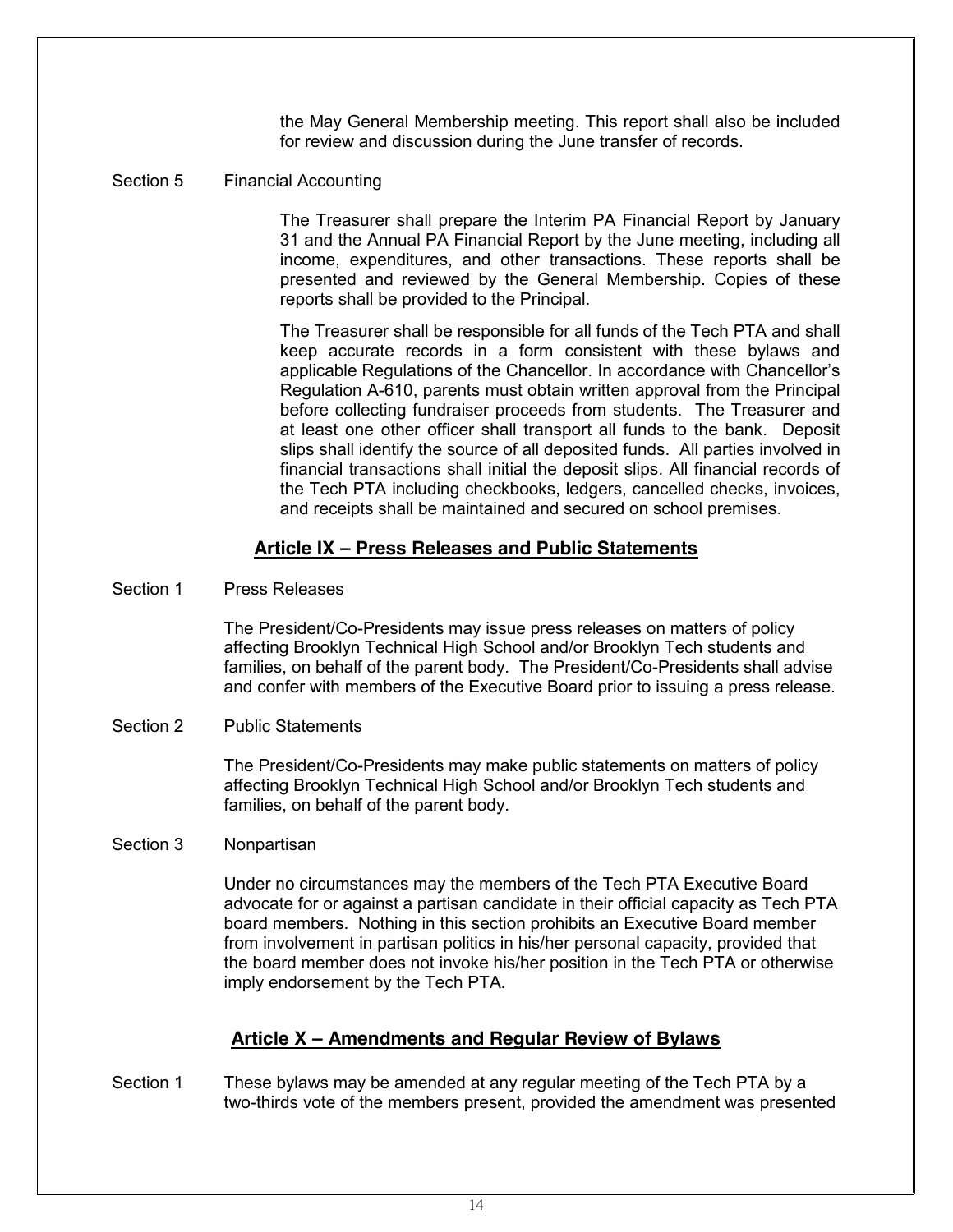the May General Membership meeting. This report shall also be included for review and discussion during the June transfer of records.

Section 5 Financial Accounting

The Treasurer shall prepare the Interim PA Financial Report by January 31 and the Annual PA Financial Report by the June meeting, including all income, expenditures, and other transactions. These reports shall be presented and reviewed by the General Membership. Copies of these reports shall be provided to the Principal.

The Treasurer shall be responsible for all funds of the Tech PTA and shall keep accurate records in a form consistent with these bylaws and applicable Regulations of the Chancellor. In accordance with Chancellor's Regulation A-610, parents must obtain written approval from the Principal before collecting fundraiser proceeds from students. The Treasurer and at least one other officer shall transport all funds to the bank. Deposit slips shall identify the source of all deposited funds. All parties involved in financial transactions shall initial the deposit slips. All financial records of the Tech PTA including checkbooks, ledgers, cancelled checks, invoices, and receipts shall be maintained and secured on school premises.

## Article IX – Press Releases and Public Statements

Section 1 Press Releases

The President/Co-Presidents may issue press releases on matters of policy affecting Brooklyn Technical High School and/or Brooklyn Tech students and families, on behalf of the parent body. The President/Co-Presidents shall advise and confer with members of the Executive Board prior to issuing a press release.

Section 2 Public Statements

The President/Co-Presidents may make public statements on matters of policy affecting Brooklyn Technical High School and/or Brooklyn Tech students and families, on behalf of the parent body.

Section 3 Nonpartisan

Under no circumstances may the members of the Tech PTA Executive Board advocate for or against a partisan candidate in their official capacity as Tech PTA board members. Nothing in this section prohibits an Executive Board member from involvement in partisan politics in his/her personal capacity, provided that the board member does not invoke his/her position in the Tech PTA or otherwise imply endorsement by the Tech PTA.

## Article X – Amendments and Regular Review of Bylaws

Section 1 These bylaws may be amended at any regular meeting of the Tech PTA by a two-thirds vote of the members present, provided the amendment was presented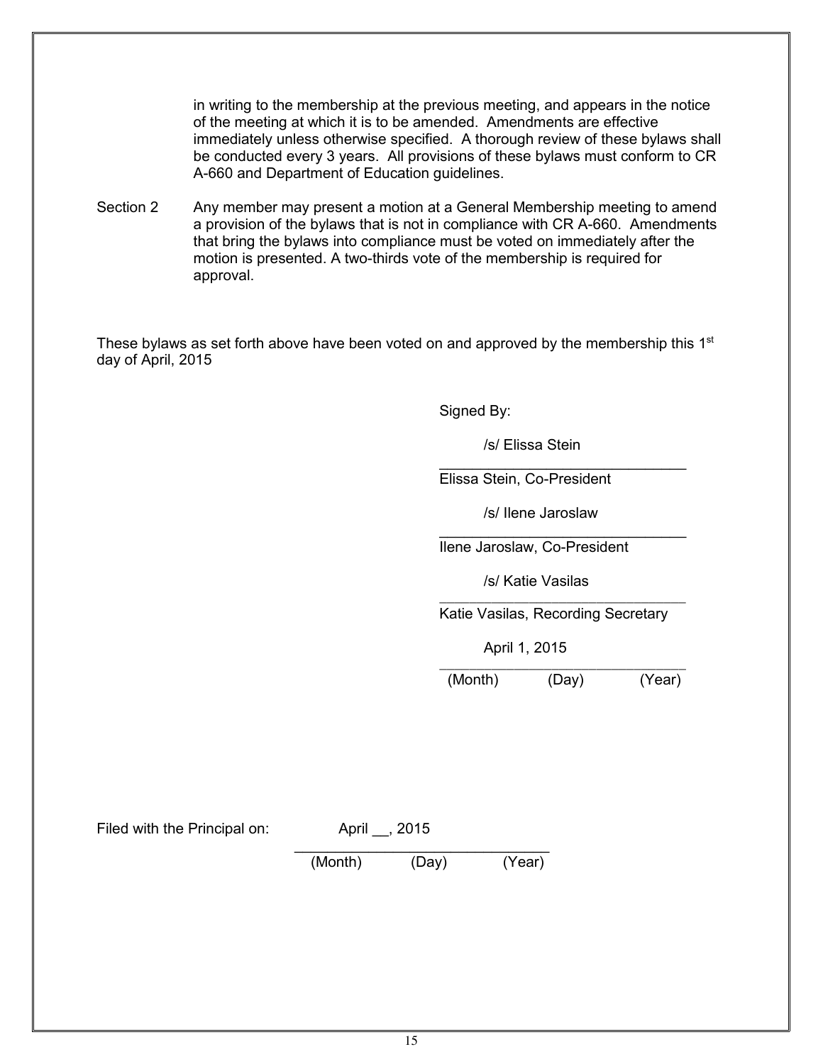in writing to the membership at the previous meeting, and appears in the notice of the meeting at which it is to be amended. Amendments are effective immediately unless otherwise specified. A thorough review of these bylaws shall be conducted every 3 years. All provisions of these bylaws must conform to CR A-660 and Department of Education guidelines.

Section 2 Any member may present a motion at a General Membership meeting to amend a provision of the bylaws that is not in compliance with CR A-660. Amendments that bring the bylaws into compliance must be voted on immediately after the motion is presented. A two-thirds vote of the membership is required for approval.

These bylaws as set forth above have been voted on and approved by the membership this 1st day of April, 2015

Signed By:

/s/ Elissa Stein

Elissa Stein, Co-President

/s/ Ilene Jaroslaw

Ilene Jaroslaw, Co-President

/s/ Katie Vasilas

Katie Vasilas, Recording Secretary

April 1, 2015

(Month) (Day) (Year)

Filed with the Principal on: April __, 2015

(Month) (Day) (Year)